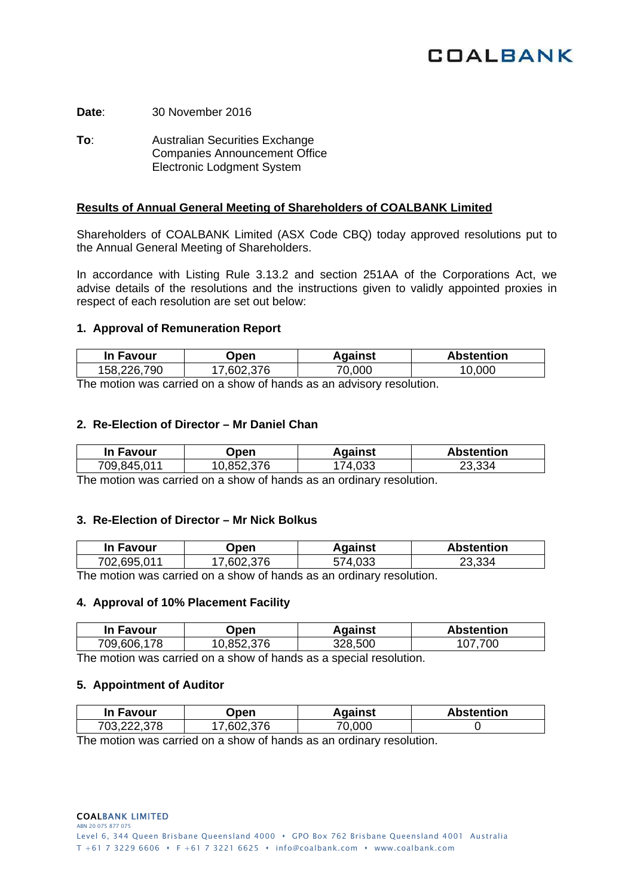**Date**: 30 November 2016

**To**: Australian Securities Exchange
Companies Announcement Office
Electronic Lodgment System

**Results of Annual General Meeting of Shareholders of COALBANK Limited**

Shareholders of COALBANK Limited (ASX Code CBQ) today approved resolutions put to the Annual General Meeting of Shareholders.

In accordance with Listing Rule 3.13.2 and section 251AA of the Corporations Act, we advise details of the resolutions and the instructions given to validly appointed proxies in respect of each resolution are set out below:

### 1. Approval of Remuneration Report

| In Favour | Open | Against | Abstention |
|---|---|---|---|
| 158,226,790 | 17,602,376 | 70,000 | 10,000 |

The motion was carried on a show of hands as an advisory resolution.

### 2. Re-Election of Director – Mr Daniel Chan

| In Favour | Open | Against | Abstention |
|---|---|---|---|
| 709,845,011 | 10,852,376 | 174,033 | 23,334 |

The motion was carried on a show of hands as an ordinary resolution.

### 3. Re-Election of Director – Mr Nick Bolkus

| In Favour | Open | Against | Abstention |
|---|---|---|---|
| 702,695,011 | 17,602,376 | 574,033 | 23,334 |

The motion was carried on a show of hands as an ordinary resolution.

### 4. Approval of 10% Placement Facility

| In Favour | Open | Against | Abstention |
|---|---|---|---|
| 709,606,178 | 10,852,376 | 328,500 | 107,700 |

The motion was carried on a show of hands as a special resolution.

### 5. Appointment of Auditor

| In Favour | Open | Against | Abstention |
|---|---|---|---|
| 703,222,378 | 17,602,376 | 70,000 | 0 |

The motion was carried on a show of hands as an ordinary resolution.

COALBANK LIMITED
ABN 20 075 877 075
Level 6, 344 Queen Brisbane Queensland 4000 • GPO Box 762 Brisbane Queensland 4001 Australia
T +61 7 3229 6606 • F +61 7 3221 6625 • info@coalbank.com • www.coalbank.com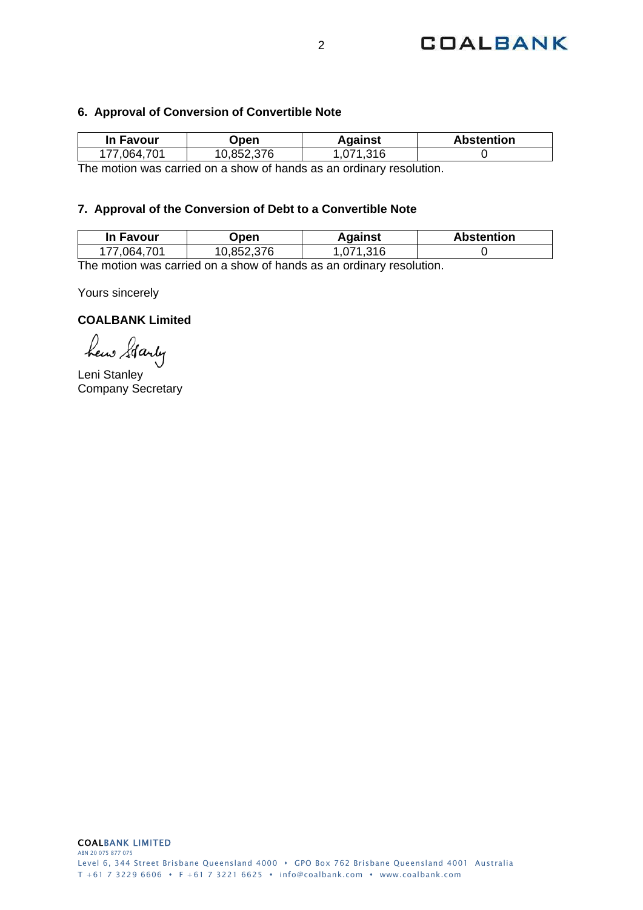### 6. Approval of Conversion of Convertible Note

| In Favour | Open | Against | Abstention |
|---|---|---|---|
| 177,064,701 | 10,852,376 | 1,071,316 | 0 |

The motion was carried on a show of hands as an ordinary resolution.

### 7. Approval of the Conversion of Debt to a Convertible Note

| In Favour | Open | Against | Abstention |
|---|---|---|---|
| 177,064,701 | 10,852,376 | 1,071,316 | 0 |

The motion was carried on a show of hands as an ordinary resolution.

Yours sincerely

**COALBANK Limited**

Leni Stanley
Company Secretary

COALBANK LIMITED
ABN 20 075 877 075
Level 6, 344 Street Brisbane Queensland 4000 • GPO Box 762 Brisbane Queensland 4001 Australia
T +61 7 3229 6606 • F +61 7 3221 6625 • info@coalbank.com • www.coalbank.com